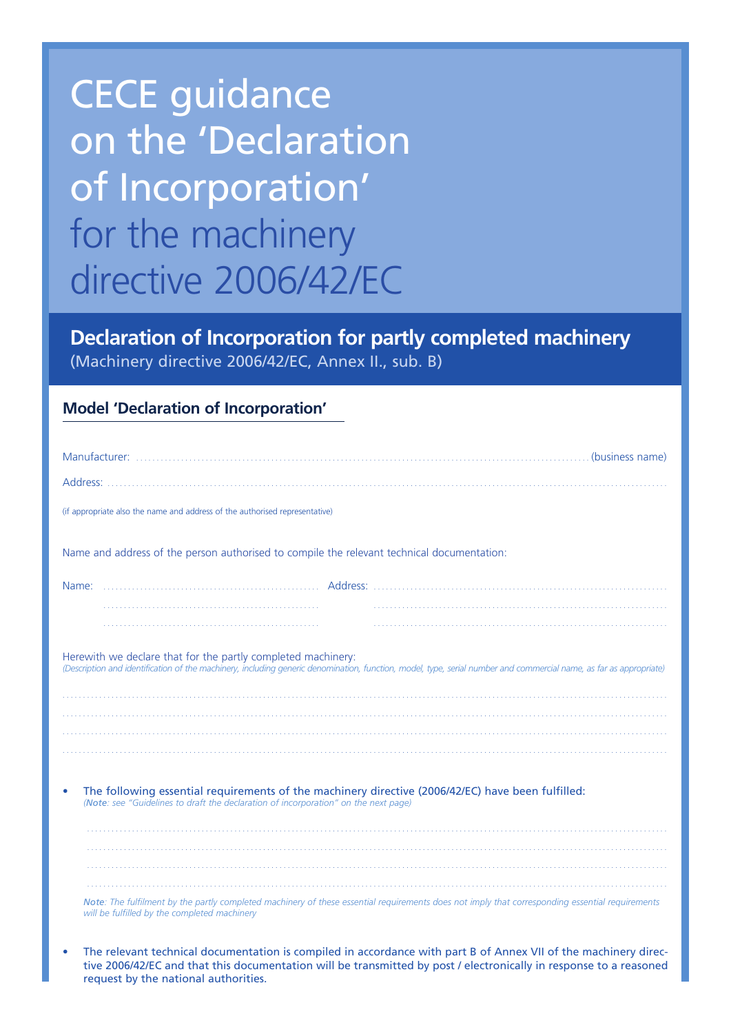# CECE guidance on the 'Declaration of Incorporation' for the machinery directive 2006/42/EC

## Declaration of Incorporation for partly completed machinery

(Machinery directive 2006/42/EC, Annex II., sub. B)

### Model 'Declaration of Incorporation'

Manufacturer: ........................................................................................................ (business name)

Address: ........................................................................................................................

(if appropriate also the name and address of the authorised representative)

Name and address of the person authorised to compile the relevant technical documentation:

Name: .................................................... Address: ..............................................................

.................................................... ..............................................................

.................................................... ..............................................................

Herewith we declare that for the partly completed machinery:
*(Description and identification of the machinery, including generic denomination, function, model, type, serial number and commercial name, as far as appropriate)*

........................................................................................................................................

........................................................................................................................................

........................................................................................................................................

........................................................................................................................................

- The following essential requirements of the machinery directive (2006/42/EC) have been fulfilled:
  *(**Note**: see "Guidelines to draft the declaration of incorporation" on the next page)*

  ........................................................................................................................................

  ........................................................................................................................................

  ........................................................................................................................................

  ........................................................................................................................................

  ***Note**: The fulfilment by the partly completed machinery of these essential requirements does not imply that corresponding essential requirements will be fulfilled by the completed machinery*

- The relevant technical documentation is compiled in accordance with part B of Annex VII of the machinery directive 2006/42/EC and that this documentation will be transmitted by post / electronically in response to a reasoned request by the national authorities.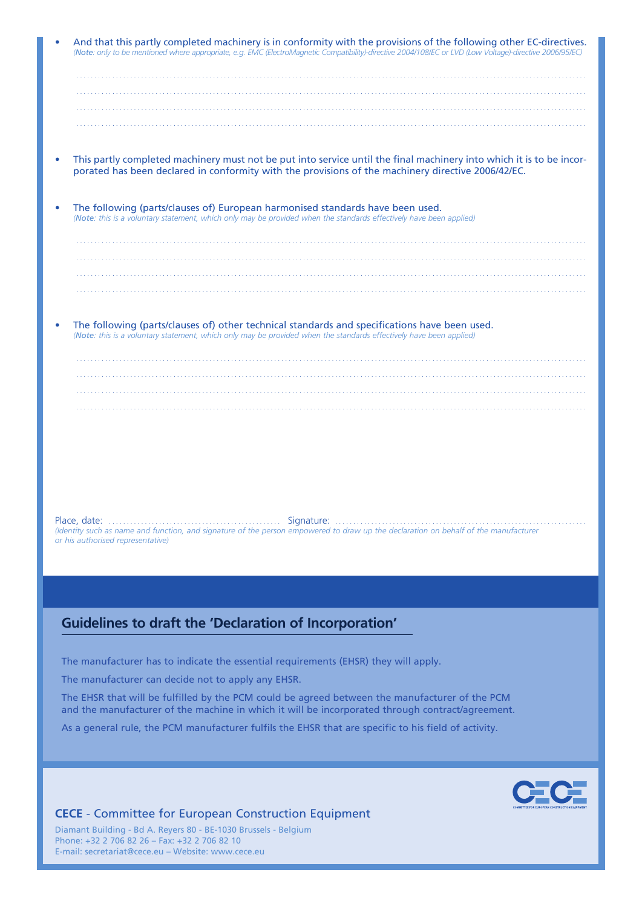- And that this partly completed machinery is in conformity with the provisions of the following other EC-directives.
  *(Note: only to be mentioned where appropriate, e.g. EMC (ElectroMagnetic Compatibility)-directive 2004/108/EC or LVD (Low Voltage)-directive 2006/95/EC)*

  ..........................................................................................................................................

  ..........................................................................................................................................

  ..........................................................................................................................................

  ..........................................................................................................................................

- This partly completed machinery must not be put into service until the final machinery into which it is to be incorporated has been declared in conformity with the provisions of the machinery directive 2006/42/EC.

- The following (parts/clauses of) European harmonised standards have been used.
  *(Note: this is a voluntary statement, which only may be provided when the standards effectively have been applied)*

  ..........................................................................................................................................

  ..........................................................................................................................................

  ..........................................................................................................................................

  ..........................................................................................................................................

- The following (parts/clauses of) other technical standards and specifications have been used.
  *(Note: this is a voluntary statement, which only may be provided when the standards effectively have been applied)*

  ..........................................................................................................................................

  ..........................................................................................................................................

  ..........................................................................................................................................

  ..........................................................................................................................................

Place, date: ................................................ Signature: ......................................................................
*(Identity such as name and function, and signature of the person empowered to draw up the declaration on behalf of the manufacturer or his authorised representative)*

## Guidelines to draft the 'Declaration of Incorporation'

The manufacturer has to indicate the essential requirements (EHSR) they will apply.

The manufacturer can decide not to apply any EHSR.

The EHSR that will be fulfilled by the PCM could be agreed between the manufacturer of the PCM and the manufacturer of the machine in which it will be incorporated through contract/agreement.

As a general rule, the PCM manufacturer fulfils the EHSR that are specific to his field of activity.

CECE

COMMITTEE FOR EUROPEAN CONSTRUCTION EQUIPMENT

**CECE** - Committee for European Construction Equipment

Diamant Building - Bd A. Reyers 80 - BE-1030 Brussels - Belgium
Phone: +32 2 706 82 26 – Fax: +32 2 706 82 10
E-mail: secretariat@cece.eu – Website: www.cece.eu